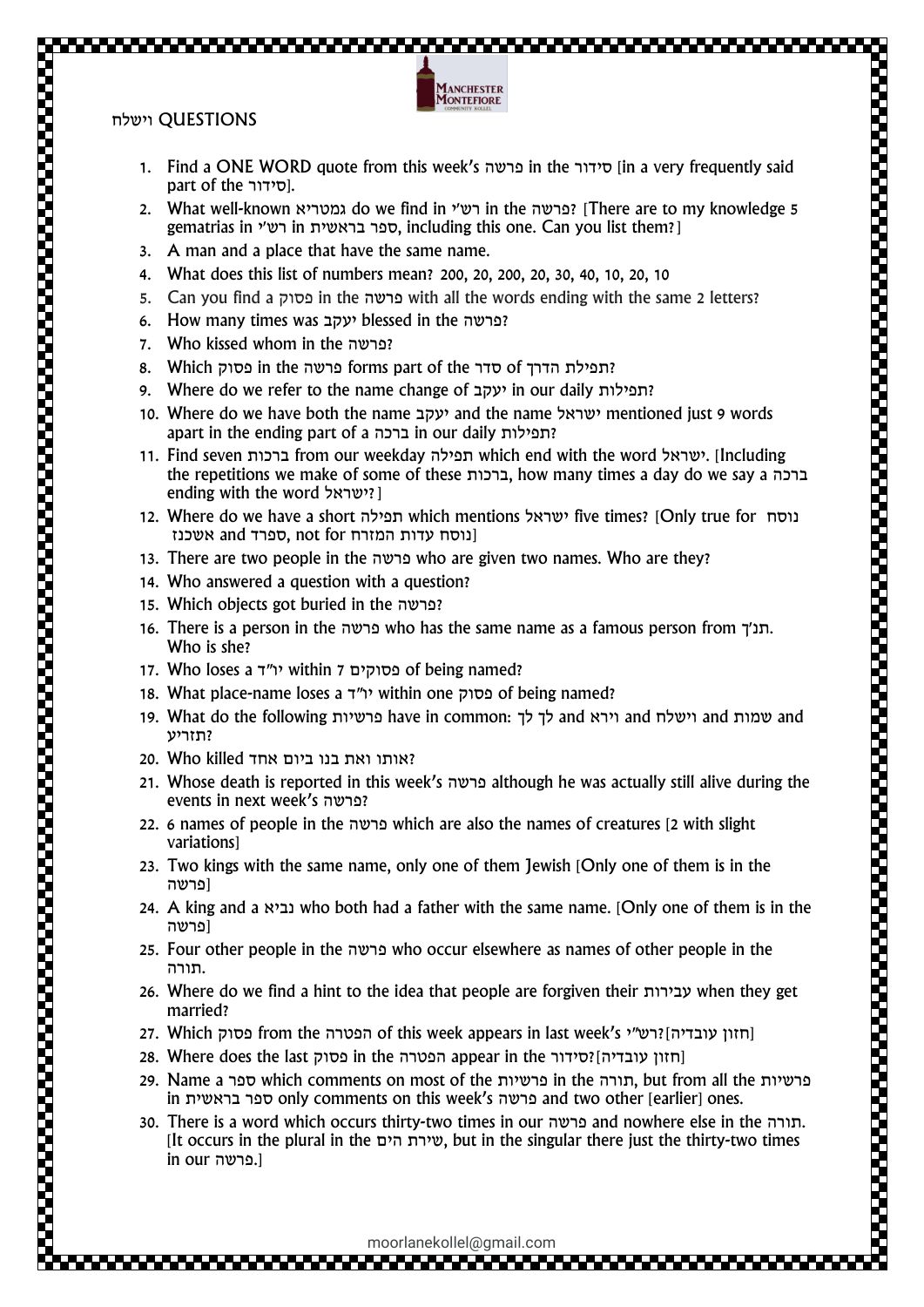## וישלח QUESTIONS

1. Find a ONE WORD quote from this week's פרשה in the סידור [in a very frequently said part of the סידור].
2. What well-known גמטריא do we find in רש"י in the פרשה? [There are to my knowledge 5 gematrias in רש"י in ספר בראשית, including this one. Can you list them?]
3. A man and a place that have the same name.
4. What does this list of numbers mean? 200, 20, 200, 20, 30, 40, 10, 20, 10
5. Can you find a פסוק in the פרשה with all the words ending with the same 2 letters?
6. How many times was יעקב blessed in the פרשה?
7. Who kissed whom in the פרשה?
8. Which פסוק in the פרשה forms part of the סדר of תפילת הדרך?
9. Where do we refer to the name change of יעקב in our daily תפילות?
10. Where do we have both the name יעקב and the name ישראל mentioned just 9 words apart in the ending part of a ברכה in our daily תפילות?
11. Find seven ברכות from our weekday תפילה which end with the word ישראל. [Including the repetitions we make of some of these ברכות, how many times a day do we say a ברכה ending with the word ישראל?]
12. Where do we have a short תפילה which mentions ישראל five times? [Only true for נוסח אשכנז and ספרד, not for נוסח עדות המזרח]
13. There are two people in the פרשה who are given two names. Who are they?
14. Who answered a question with a question?
15. Which objects got buried in the פרשה?
16. There is a person in the פרשה who has the same name as a famous person from תנ"ך. Who is she?
17. Who loses a יו"ד within 7 פסוקים of being named?
18. What place-name loses a יו"ד within one פסוק of being named?
19. What do the following פרשיות have in common: לך לך and וירא and וישלח and שמות and תזריע?
20. Who killed אותו ואת בנו ביום אחד?
21. Whose death is reported in this week's פרשה although he was actually still alive during the events in next week's פרשה?
22. 6 names of people in the פרשה which are also the names of creatures [2 with slight variations]
23. Two kings with the same name, only one of them Jewish [Only one of them is in the פרשה]
24. A king and a נביא who both had a father with the same name. [Only one of them is in the פרשה]
25. Four other people in the פרשה who occur elsewhere as names of other people in the תורה.
26. Where do we find a hint to the idea that people are forgiven their עבירות when they get married?
27. Which פסוק from the הפטרה of this week appears in last week's רש"י?[חזון עובדיה]
28. Where does the last פסוק in the הפטרה appear in the סידור?[חזון עובדיה]
29. Name a ספר which comments on most of the פרשיות in the תורה, but from all the פרשיות in ספר בראשית only comments on this week's פרשה and two other [earlier] ones.
30. There is a word which occurs thirty-two times in our פרשה and nowhere else in the תורה. [It occurs in the plural in the שירת הים, but in the singular there just the thirty-two times in our פרשה.]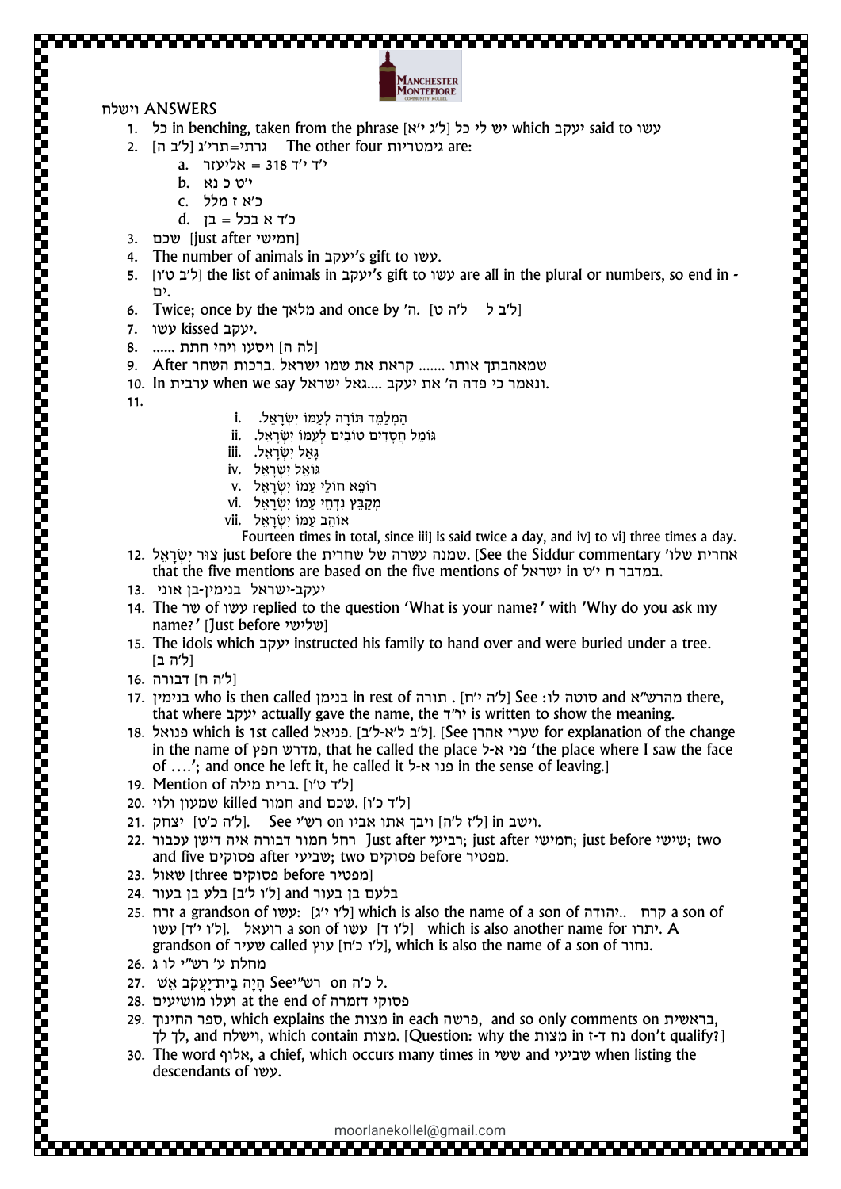## וישלח ANSWERS

1. כל in benching, taken from the phrase [ל'ג י'א] יש לי כל which יעקב said to עשו
2. [ל'ב ה] גרתי=תרי'ג The other four גימטריות are:
   a. י'ד י'ד = 318 = אליעזר
   b. י'ט כ נא
   c. כ'א ז מלל
   d. כ'ד א בכל = בן
3. שכם [just after חמישי]
4. The number of animals in יעקב's gift to עשו.
5. [ל'ב ט'ו] the list of animals in יעקב's gift to עשו are all in the plural or numbers, so end in -ים.
6. Twice; once by the מלאך and once by ה'. [ל'ב ל ל'ה ט]
7. עשו kissed יעקב.
8. [לה ה] ויסעו ויהי חתת ......
9. After שמאהבתך אותו ....... קראת את שמו ישראל .ברכות השחר
10. In ערבית when we say ונאמר כי פדה ה' את יעקב ....גאל ישראל.
11.
    i. הַמְלַמֵּד תּוֹרָה לְעַמּוֹ יִשְׂרָאֵל.
    ii. גּוֹמֵל חֲסָדִים טוֹבִים לְעַמּוֹ יִשְׂרָאֵל.
    iii. גָּאַל יִשְׂרָאֵל.
    iv. גּוֹאֵל יִשְׂרָאֵל
    v. רוֹפֵא חוֹלֵי עַמּוֹ יִשְׂרָאֵל
    vi. מְקַבֵּץ נִדְחֵי עַמּוֹ יִשְׂרָאֵל
    vii. אוֹהֵב עַמּוֹ יִשְׂרָאֵל

    Fourteen times in total, since iii] is said twice a day, and iv] to vi] three times a day.
12. צוּר יִשְׂרָאֵל just before the שמנה עשרה של שחרית. [See the Siddur commentary אחרית שלו' that the five mentions are based on the five mentions of ישראל in במדבר ח י'ט.
13. יעקב-ישראל בנימין-בן אוני
14. The שר of עשו replied to the question 'What is your name?' with 'Why do you ask my name?' [Just before שלישי]
15. The idols which יעקב instructed his family to hand over and were buried under a tree. [ל'ה ב]
16. [ל'ה ח] דבורה
17. בנימין who is then called בנימן in rest of תורה . [ל'ה י'ח] See סוטה לו: and מהרש"א there, that where יעקב actually gave the name, the יו"ד is written to show the meaning.
18. פנואל which is 1st called פניאל. [ל'ב ל'א-ל'ב]. [See שערי אהרן for explanation of the change in the name of מדרש חפץ, that he called the place פני א-ל 'the place where I saw the face of ….'; and once he left it, he called it פנו א-ל in the sense of leaving.]
19. Mention of ברית מילה. [ל'ד ט'ו]
20. שמעון ולוי killed חמור and שכם. [ל'ד כ'ו]
21. יצחק [ל'ה כ'ט]. See רש"י on ויבך אתו אביו [ל'ז ל'ה] in וישב.
22. רחל חמור דבורה איה דישן עכבור Just after רביעי; just after חמישי; just before שישי; two and five פסוקים after שביעי; two פסוקים before מפטיר.
23. שאול [three פסוקים before מפטיר]
24. בלעם בן בעור [ל'ו ל'ב] and בלע בן בעור
25. זרח a grandson of עשו: [ל'ו י'ג] which is also the name of a son of יהודה.. קרח a son of עשו [ל'ו י'ד]. רעואל a son of עשו [ל'ו ד] which is also another name for יתרו. A grandson of שעיר called עוץ [ל'ו כ'ח], which is also the name of a son of נחור.
26. מחלת ע' רש"י לו ג
27. ל כ'ה on רש"י See הָיָה בֵית־יַעֲקֹב אֵשׁ.
28. ועלו מושיעים at the end of פסוקי דזמרה
29. ספר החינוך, which explains the מצות in each פרשה, and so only comments on בראשית, לך לך, and וישלח, which contain מצות. [Question: why the מצות in נח ד-ז don't qualify?]
30. The word אלוף, a chief, which occurs many times in ששי and שביעי when listing the descendants of עשו.

moorlanekollel@gmail.com